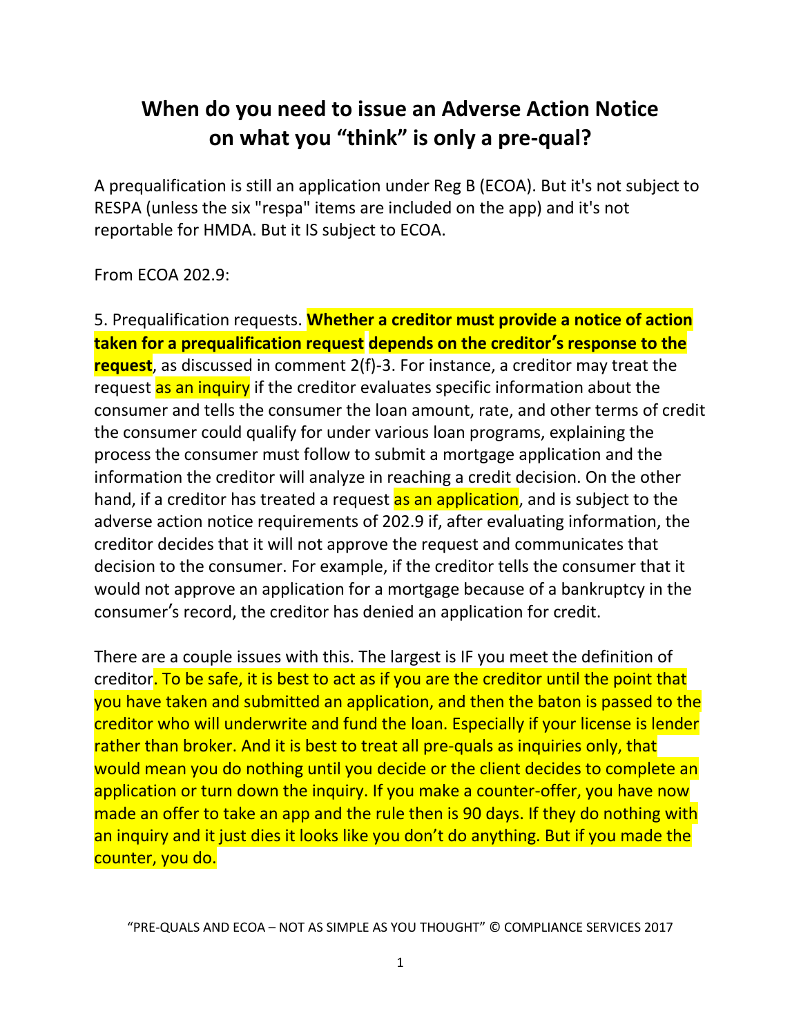# When do you need to issue an Adverse Action Notice on what you "think" is only a pre-qual?

A prequalification is still an application under Reg B (ECOA). But it's not subject to RESPA (unless the six "respa" items are included on the app) and it's not reportable for HMDA. But it IS subject to ECOA.

From ECOA 202.9:

5. Prequalification requests. **Whether a creditor must provide a notice of action taken for a prequalification request depends on the creditor's response to the request**, as discussed in comment 2(f)-3. For instance, a creditor may treat the request as an inquiry if the creditor evaluates specific information about the consumer and tells the consumer the loan amount, rate, and other terms of credit the consumer could qualify for under various loan programs, explaining the process the consumer must follow to submit a mortgage application and the information the creditor will analyze in reaching a credit decision. On the other hand, if a creditor has treated a request as an application, and is subject to the adverse action notice requirements of 202.9 if, after evaluating information, the creditor decides that it will not approve the request and communicates that decision to the consumer. For example, if the creditor tells the consumer that it would not approve an application for a mortgage because of a bankruptcy in the consumer's record, the creditor has denied an application for credit.

There are a couple issues with this. The largest is IF you meet the definition of creditor. To be safe, it is best to act as if you are the creditor until the point that you have taken and submitted an application, and then the baton is passed to the creditor who will underwrite and fund the loan. Especially if your license is lender rather than broker. And it is best to treat all pre-quals as inquiries only, that would mean you do nothing until you decide or the client decides to complete an application or turn down the inquiry. If you make a counter-offer, you have now made an offer to take an app and the rule then is 90 days. If they do nothing with an inquiry and it just dies it looks like you don't do anything. But if you made the counter, you do.

"PRE-QUALS AND ECOA – NOT AS SIMPLE AS YOU THOUGHT" © COMPLIANCE SERVICES 2017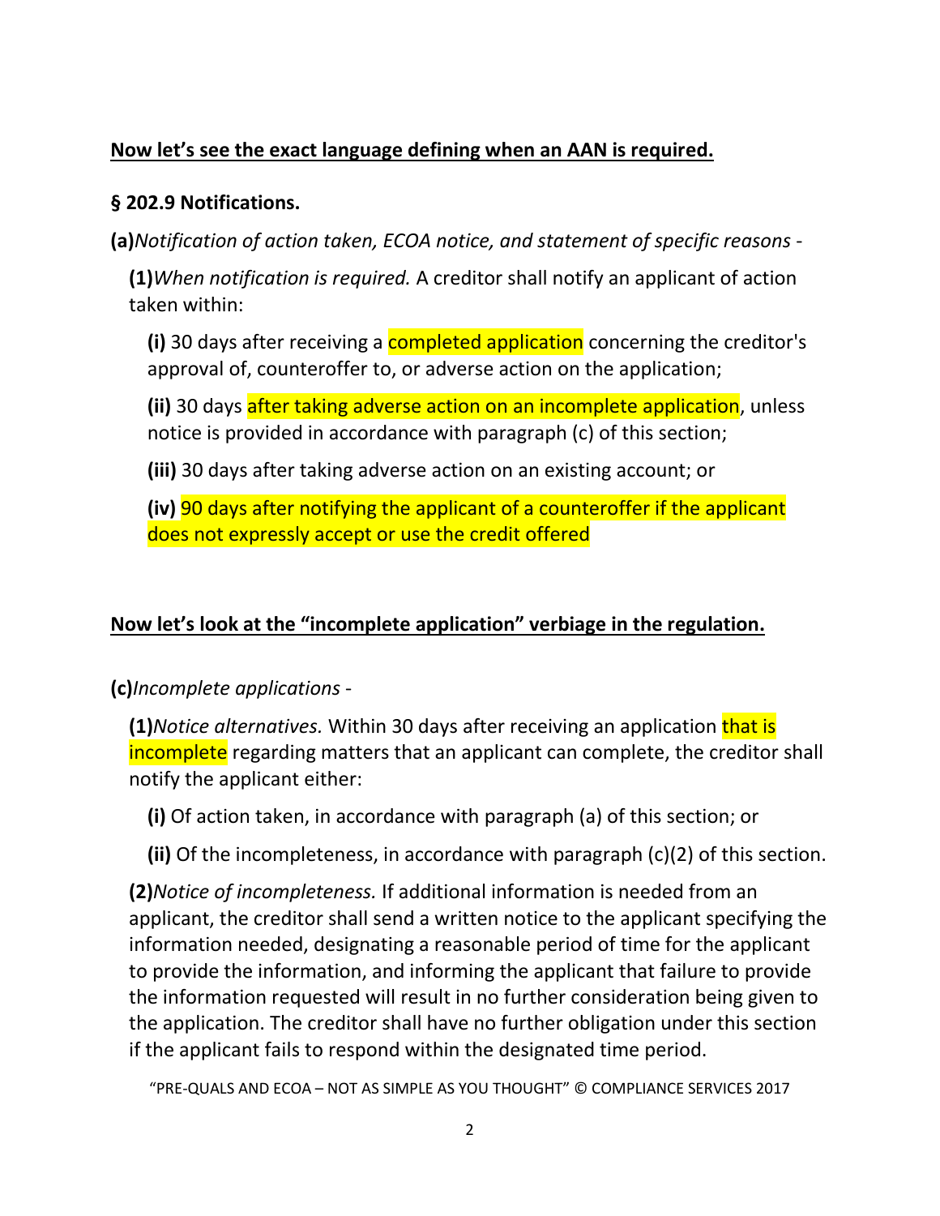**Now let's see the exact language defining when an AAN is required.**

**§ 202.9 Notifications.**

**(a)** *Notification of action taken, ECOA notice, and statement of specific reasons -*

**(1)** *When notification is required.* A creditor shall notify an applicant of action taken within:

**(i)** 30 days after receiving a completed application concerning the creditor's approval of, counteroffer to, or adverse action on the application;

**(ii)** 30 days after taking adverse action on an incomplete application, unless notice is provided in accordance with paragraph (c) of this section;

**(iii)** 30 days after taking adverse action on an existing account; or

**(iv)** 90 days after notifying the applicant of a counteroffer if the applicant does not expressly accept or use the credit offered

**Now let's look at the "incomplete application" verbiage in the regulation.**

**(c)** *Incomplete applications -*

**(1)** *Notice alternatives.* Within 30 days after receiving an application that is incomplete regarding matters that an applicant can complete, the creditor shall notify the applicant either:

**(i)** Of action taken, in accordance with paragraph (a) of this section; or

**(ii)** Of the incompleteness, in accordance with paragraph (c)(2) of this section.

**(2)** *Notice of incompleteness.* If additional information is needed from an applicant, the creditor shall send a written notice to the applicant specifying the information needed, designating a reasonable period of time for the applicant to provide the information, and informing the applicant that failure to provide the information requested will result in no further consideration being given to the application. The creditor shall have no further obligation under this section if the applicant fails to respond within the designated time period.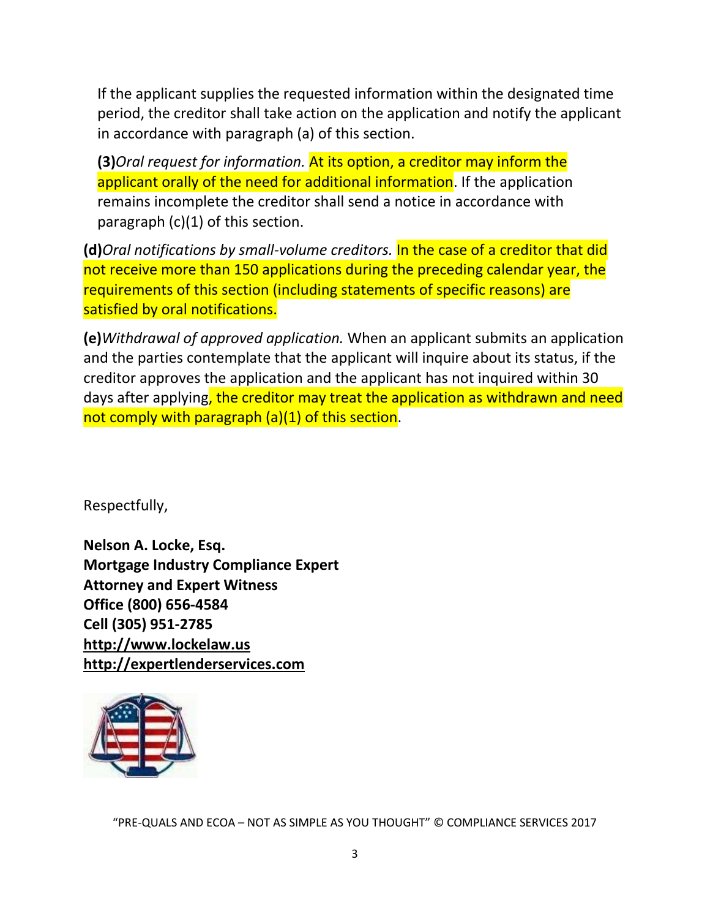If the applicant supplies the requested information within the designated time period, the creditor shall take action on the application and notify the applicant in accordance with paragraph (a) of this section.

**(3)** *Oral request for information.* At its option, a creditor may inform the applicant orally of the need for additional information. If the application remains incomplete the creditor shall send a notice in accordance with paragraph (c)(1) of this section.

**(d)** *Oral notifications by small-volume creditors.* In the case of a creditor that did not receive more than 150 applications during the preceding calendar year, the requirements of this section (including statements of specific reasons) are satisfied by oral notifications.

**(e)** *Withdrawal of approved application.* When an applicant submits an application and the parties contemplate that the applicant will inquire about its status, if the creditor approves the application and the applicant has not inquired within 30 days after applying, the creditor may treat the application as withdrawn and need not comply with paragraph (a)(1) of this section.

Respectfully,

**Nelson A. Locke, Esq.**
**Mortgage Industry Compliance Expert**
**Attorney and Expert Witness**
**Office (800) 656-4584**
**Cell (305) 951-2785**
**http://www.lockelaw.us**
**http://expertlenderservices.com**

"PRE-QUALS AND ECOA – NOT AS SIMPLE AS YOU THOUGHT" © COMPLIANCE SERVICES 2017